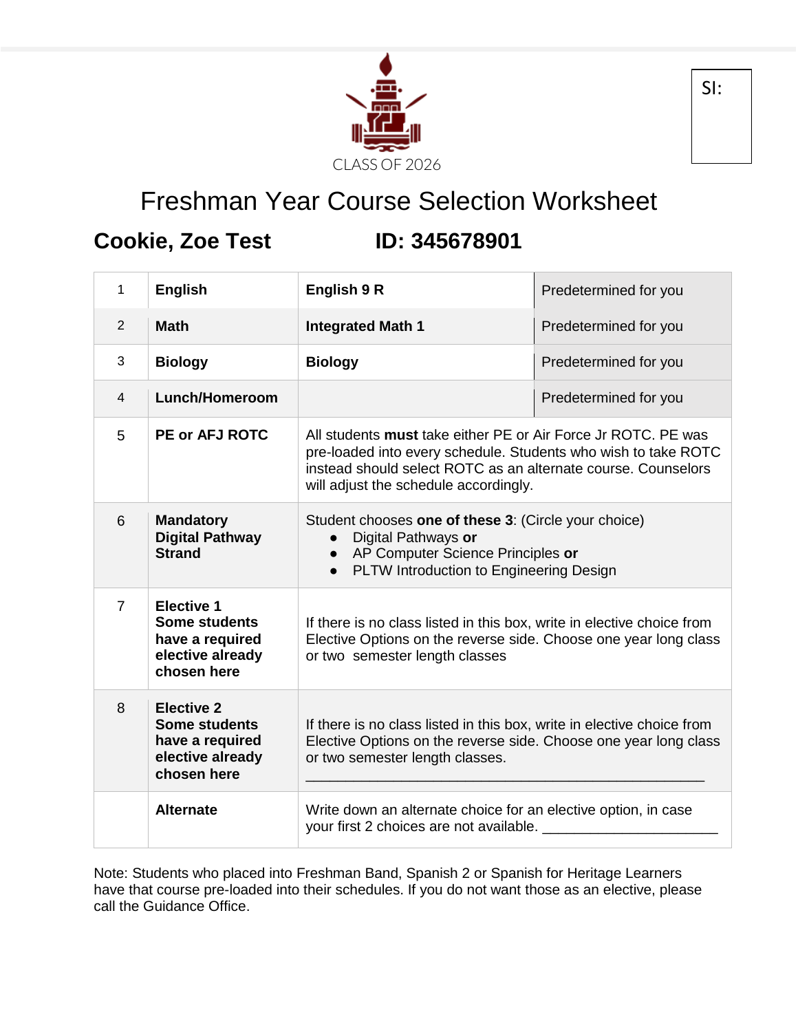CLASS OF 2026

SI:

# Freshman Year Course Selection Worksheet

## Cookie, Zoe Test ID: 345678901

| | | | |
|---|---|---|---|
| 1 | **English** | **English 9 R** | Predetermined for you |
| 2 | **Math** | **Integrated Math 1** | Predetermined for you |
| 3 | **Biology** | **Biology** | Predetermined for you |
| 4 | **Lunch/Homeroom** | | Predetermined for you |
| 5 | **PE or AFJ ROTC** | All students **must** take either PE or Air Force Jr ROTC. PE was pre-loaded into every schedule. Students who wish to take ROTC instead should select ROTC as an alternate course. Counselors will adjust the schedule accordingly. | |
| 6 | **Mandatory Digital Pathway Strand** | Student chooses **one of these 3**: (Circle your choice)<br>● Digital Pathways **or**<br>● AP Computer Science Principles **or**<br>● PLTW Introduction to Engineering Design | |
| 7 | **Elective 1**<br>**Some students have a required elective already chosen here** | If there is no class listed in this box, write in elective choice from Elective Options on the reverse side. Choose one year long class or two semester length classes | |
| 8 | **Elective 2**<br>**Some students have a required elective already chosen here** | If there is no class listed in this box, write in elective choice from Elective Options on the reverse side. Choose one year long class or two semester length classes.<br>_______________________________________________ | |
| | **Alternate** | Write down an alternate choice for an elective option, in case your first 2 choices are not available. ______________________ | |

Note: Students who placed into Freshman Band, Spanish 2 or Spanish for Heritage Learners have that course pre-loaded into their schedules. If you do not want those as an elective, please call the Guidance Office.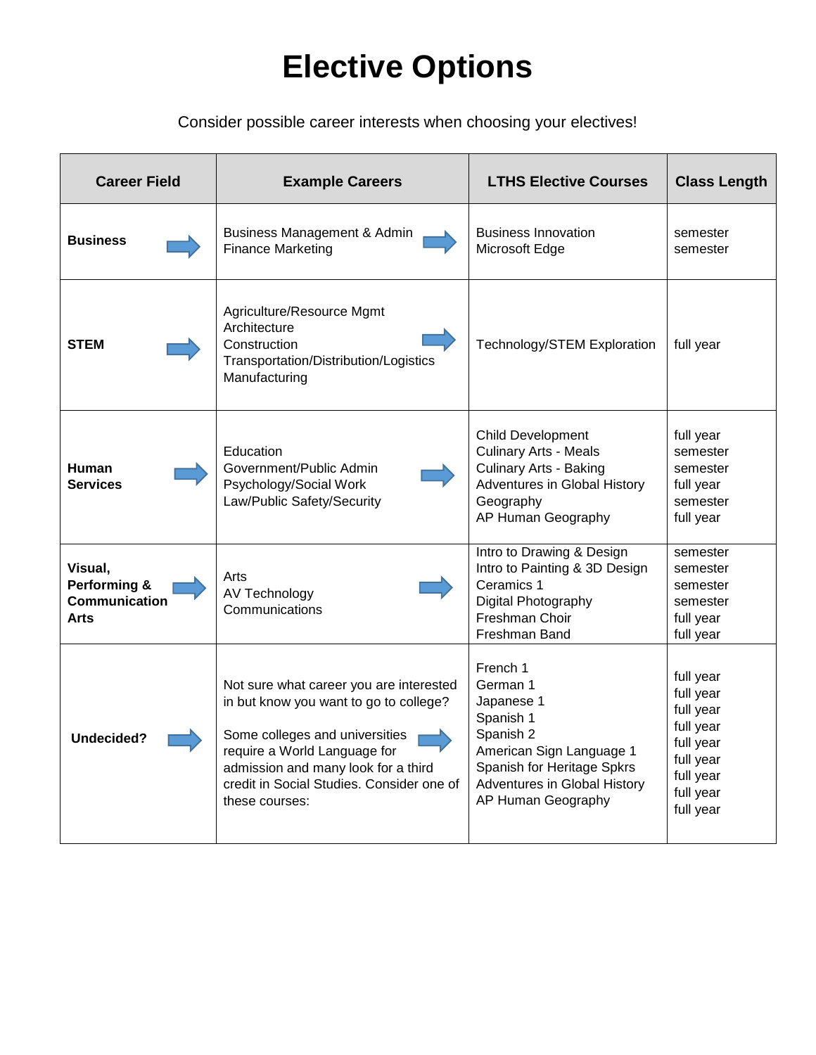# Elective Options

Consider possible career interests when choosing your electives!

| Career Field | Example Careers | LTHS Elective Courses | Class Length |
|---|---|---|---|
| **Business** | Business Management & Admin<br>Finance Marketing | Business Innovation<br>Microsoft Edge | semester<br>semester |
| **STEM** | Agriculture/Resource Mgmt<br>Architecture<br>Construction<br>Transportation/Distribution/Logistics<br>Manufacturing | Technology/STEM Exploration | full year |
| **Human Services** | Education<br>Government/Public Admin<br>Psychology/Social Work<br>Law/Public Safety/Security | Child Development<br>Culinary Arts - Meals<br>Culinary Arts - Baking<br>Adventures in Global History<br>Geography<br>AP Human Geography | full year<br>semester<br>semester<br>full year<br>semester<br>full year |
| **Visual, Performing & Communication Arts** | Arts<br>AV Technology<br>Communications | Intro to Drawing & Design<br>Intro to Painting & 3D Design<br>Ceramics 1<br>Digital Photography<br>Freshman Choir<br>Freshman Band | semester<br>semester<br>semester<br>semester<br>full year<br>full year |
| **Undecided?** | Not sure what career you are interested in but know you want to go to college?<br><br>Some colleges and universities require a World Language for admission and many look for a third credit in Social Studies. Consider one of these courses: | French 1<br>German 1<br>Japanese 1<br>Spanish 1<br>Spanish 2<br>American Sign Language 1<br>Spanish for Heritage Spkrs<br>Adventures in Global History<br>AP Human Geography | full year<br>full year<br>full year<br>full year<br>full year<br>full year<br>full year<br>full year<br>full year |